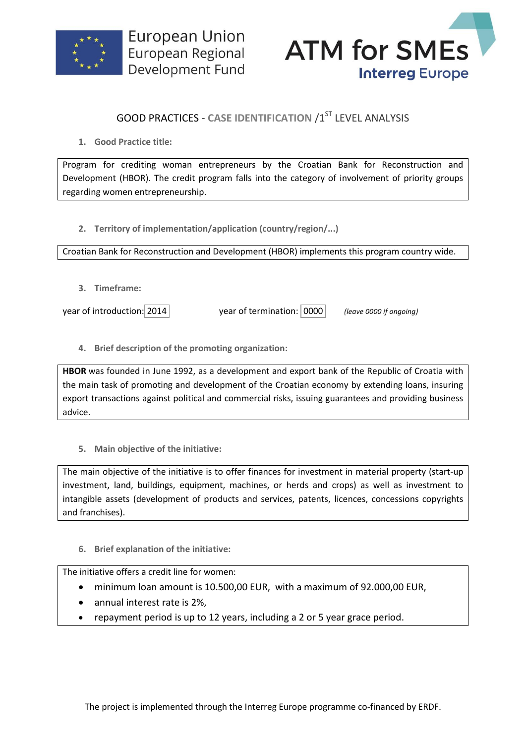European Union
European Regional
Development Fund

ATM for SMEs
Interreg Europe

# GOOD PRACTICES - CASE IDENTIFICATION /1ST LEVEL ANALYSIS

1. **Good Practice title:**

Program for crediting woman entrepreneurs by the Croatian Bank for Reconstruction and Development (HBOR). The credit program falls into the category of involvement of priority groups regarding women entrepreneurship.

2. **Territory of implementation/application (country/region/...)**

Croatian Bank for Reconstruction and Development (HBOR) implements this program country wide.

3. **Timeframe:**

year of introduction: 2014 year of termination: 0000 *(leave 0000 if ongoing)*

4. **Brief description of the promoting organization:**

**HBOR** was founded in June 1992, as a development and export bank of the Republic of Croatia with the main task of promoting and development of the Croatian economy by extending loans, insuring export transactions against political and commercial risks, issuing guarantees and providing business advice.

5. **Main objective of the initiative:**

The main objective of the initiative is to offer finances for investment in material property (start-up investment, land, buildings, equipment, machines, or herds and crops) as well as investment to intangible assets (development of products and services, patents, licences, concessions copyrights and franchises).

6. **Brief explanation of the initiative:**

The initiative offers a credit line for women:

- minimum loan amount is 10.500,00 EUR, with a maximum of 92.000,00 EUR,
- annual interest rate is 2%,
- repayment period is up to 12 years, including a 2 or 5 year grace period.

The project is implemented through the Interreg Europe programme co-financed by ERDF.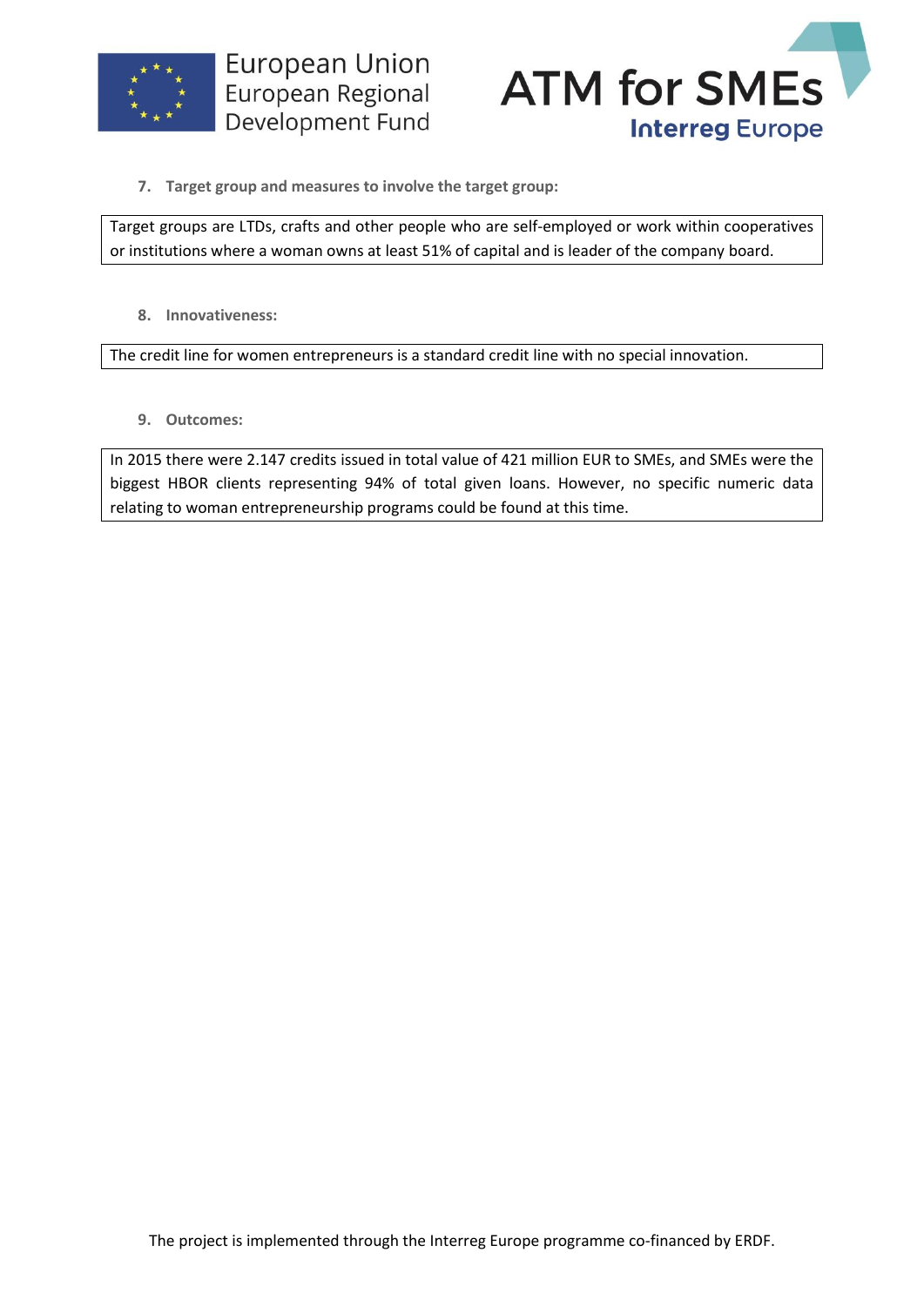7. **Target group and measures to involve the target group:**

Target groups are LTDs, crafts and other people who are self-employed or work within cooperatives or institutions where a woman owns at least 51% of capital and is leader of the company board.

8. **Innovativeness:**

The credit line for women entrepreneurs is a standard credit line with no special innovation.

9. **Outcomes:**

In 2015 there were 2.147 credits issued in total value of 421 million EUR to SMEs, and SMEs were the biggest HBOR clients representing 94% of total given loans. However, no specific numeric data relating to woman entrepreneurship programs could be found at this time.